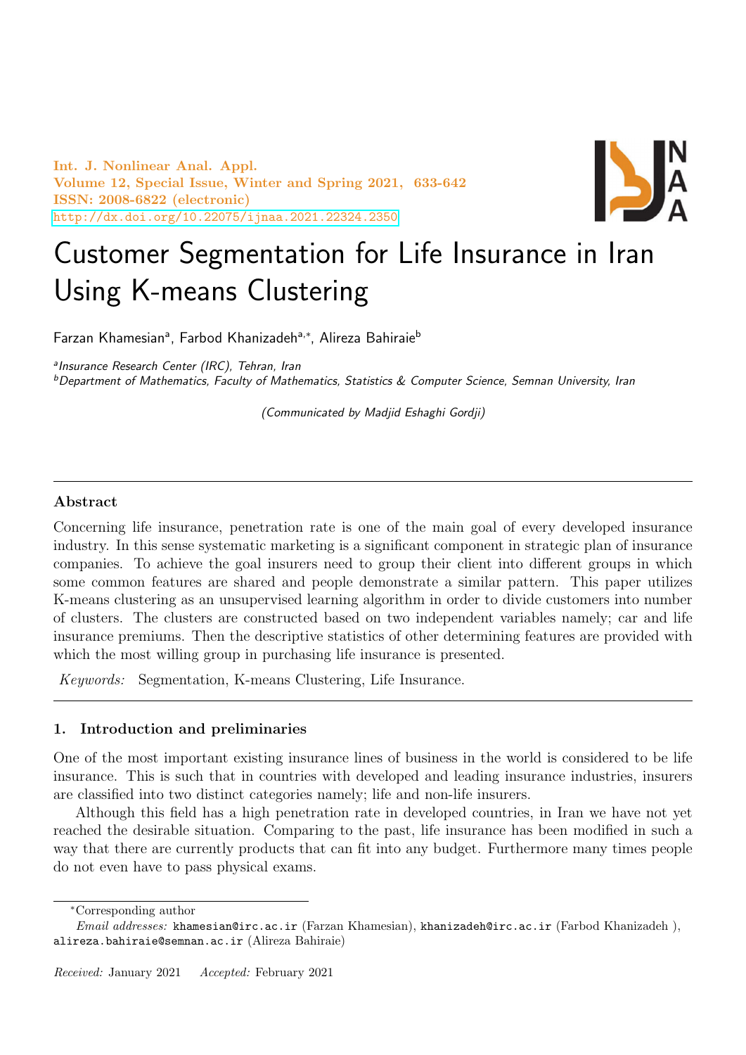# Customer Segmentation for Life Insurance in Iran Using K-means Clustering

Farzan Khamesian[a], Farbod Khanizadeh[a,*], Alireza Bahiraie[b]

[a]*Insurance Research Center (IRC), Tehran, Iran*

[b]*Department of Mathematics, Faculty of Mathematics, Statistics & Computer Science, Semnan University, Iran*

*(Communicated by Madjid Eshaghi Gordji)*

---

**Abstract**

Concerning life insurance, penetration rate is one of the main goal of every developed insurance industry. In this sense systematic marketing is a significant component in strategic plan of insurance companies. To achieve the goal insurers need to group their client into different groups in which some common features are shared and people demonstrate a similar pattern. This paper utilizes K-means clustering as an unsupervised learning algorithm in order to divide customers into number of clusters. The clusters are constructed based on two independent variables namely; car and life insurance premiums. Then the descriptive statistics of other determining features are provided with which the most willing group in purchasing life insurance is presented.

*Keywords:* Segmentation, K-means Clustering, Life Insurance.

---

## 1. Introduction and preliminaries

One of the most important existing insurance lines of business in the world is considered to be life insurance. This is such that in countries with developed and leading insurance industries, insurers are classified into two distinct categories namely; life and non-life insurers.

Although this field has a high penetration rate in developed countries, in Iran we have not yet reached the desirable situation. Comparing to the past, life insurance has been modified in such a way that there are currently products that can fit into any budget. Furthermore many times people do not even have to pass physical exams.

---

*Corresponding author

*Email addresses:* khamesian@irc.ac.ir (Farzan Khamesian), khanizadeh@irc.ac.ir (Farbod Khanizadeh ), alireza.bahiraie@semnan.ac.ir (Alireza Bahiraie)

*Received:* January 2021 *Accepted:* February 2021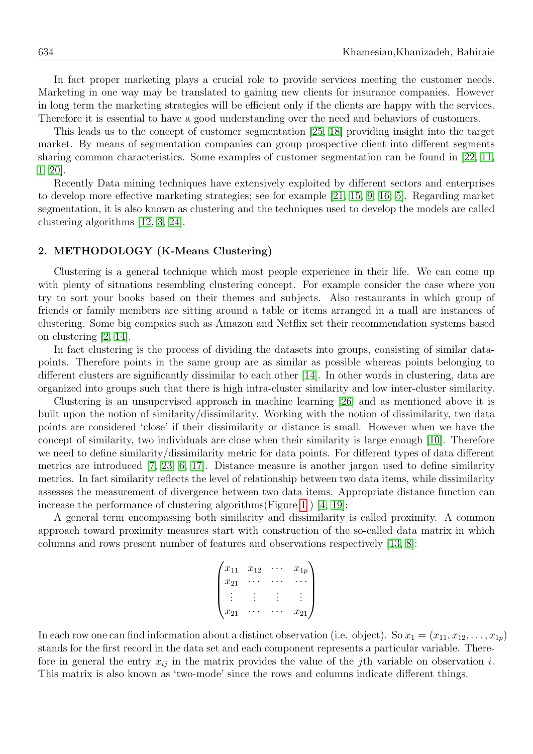In fact proper marketing plays a crucial role to provide services meeting the customer needs. Marketing in one way may be translated to gaining new clients for insurance companies. However in long term the marketing strategies will be efficient only if the clients are happy with the services. Therefore it is essential to have a good understanding over the need and behaviors of customers.

This leads us to the concept of customer segmentation [25, 18] providing insight into the target market. By means of segmentation companies can group prospective client into different segments sharing common characteristics. Some examples of customer segmentation can be found in [22, 11, 1, 20].

Recently Data mining techniques have extensively exploited by different sectors and enterprises to develop more effective marketing strategies; see for example [21, 15, 9, 16, 5]. Regarding market segmentation, it is also known as clustering and the techniques used to develop the models are called clustering algorithms [12, 3, 24].

## 2. METHODOLOGY (K-Means Clustering)

Clustering is a general technique which most people experience in their life. We can come up with plenty of situations resembling clustering concept. For example consider the case where you try to sort your books based on their themes and subjects. Also restaurants in which group of friends or family members are sitting around a table or items arranged in a mall are instances of clustering. Some big compaies such as Amazon and Netflix set their recommendation systems based on clustering [2, 14].

In fact clustering is the process of dividing the datasets into groups, consisting of similar data-points. Therefore points in the same group are as similar as possible whereas points belonging to different clusters are significantly dissimilar to each other [14]. In other words in clustering, data are organized into groups such that there is high intra-cluster similarity and low inter-cluster similarity.

Clustering is an unsupervised approach in machine learning [26] and as mentioned above it is built upon the notion of similarity/dissimilarity. Working with the notion of dissimilarity, two data points are considered 'close' if their dissimilarity or distance is small. However when we have the concept of similarity, two individuals are close when their similarity is large enough [10]. Therefore we need to define similarity/dissimilarity metric for data points. For different types of data different metrics are introduced [7, 23, 6, 17]. Distance measure is another jargon used to define similarity metrics. In fact similarity reflects the level of relationship between two data items, while dissimilarity assesses the measurement of divergence between two data items. Appropriate distance function can increase the performance of clustering algorithms(Figure 1 ) [4, 19]:

A general term encompassing both similarity and dissimilarity is called proximity. A common approach toward proximity measures start with construction of the so-called data matrix in which columns and rows present number of features and observations respectively [13, 8]:

$$
\begin{pmatrix}
x_{11} & x_{12} & \cdots & x_{1p} \\
x_{21} & \cdots & \cdots & \cdots \\
\vdots & \vdots & \vdots & \vdots \\
x_{21} & \cdots & \cdots & x_{21}
\end{pmatrix}
$$

In each row one can find information about a distinct observation (i.e. object). So $x_1 = (x_{11}, x_{12}, \ldots, x_{1p})$ stands for the first record in the data set and each component represents a particular variable. Therefore in general the entry $x_{ij}$ in the matrix provides the value of the $j$th variable on observation $i$. This matrix is also known as 'two-mode' since the rows and columns indicate different things.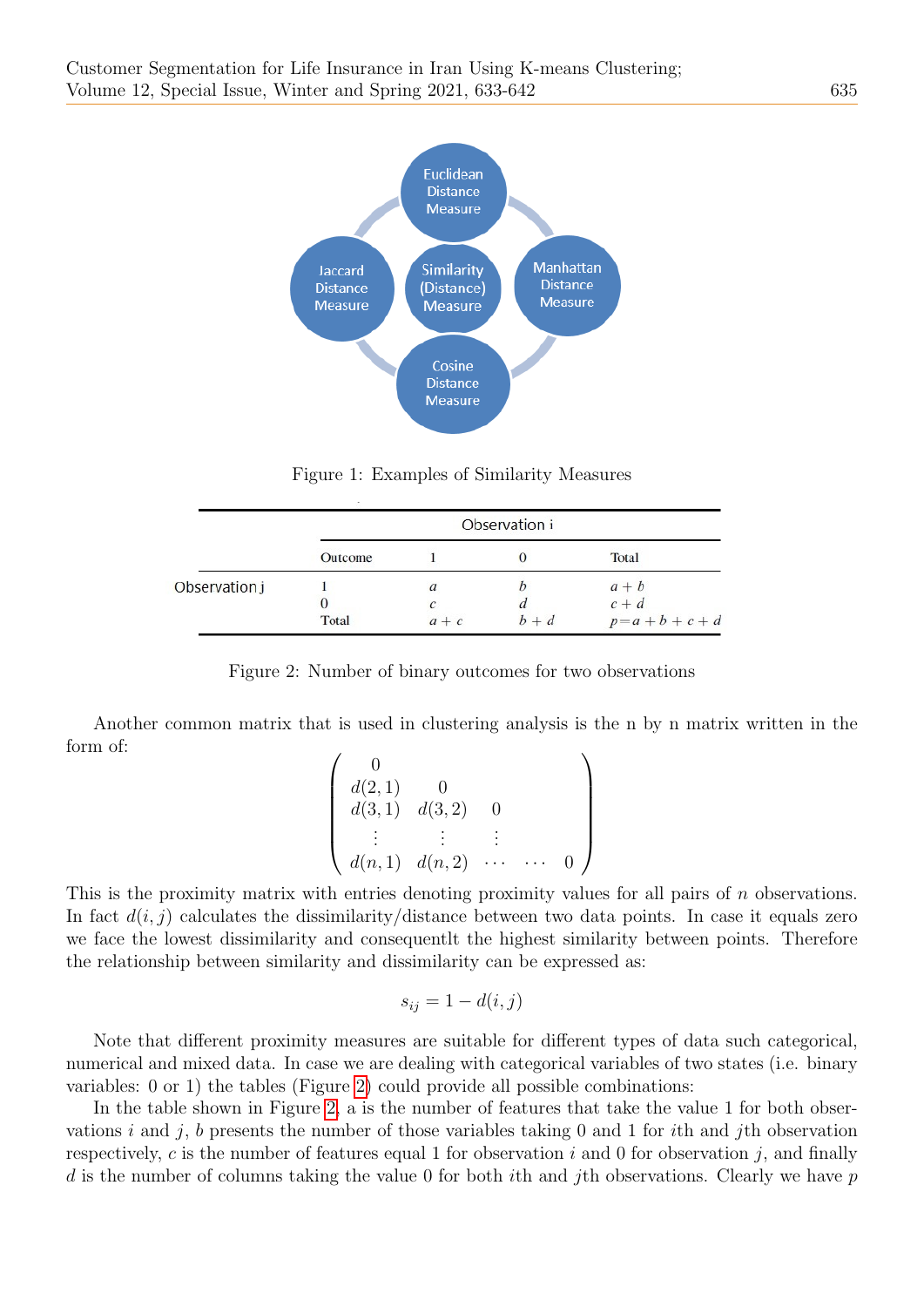Figure 1: Examples of Similarity Measures

| | Observation i | | | |
|---|---|---|---|---|
| | Outcome | 1 | 0 | Total |
| Observation j | 1 | $a$ | $b$ | $a+b$ |
| | 0 | $c$ | $d$ | $c+d$ |
| | Total | $a+c$ | $b+d$ | $p=a+b+c+d$ |

Figure 2: Number of binary outcomes for two observations

Another common matrix that is used in clustering analysis is the n by n matrix written in the form of:

$$
\begin{pmatrix}
0 & & & & \\
d(2,1) & 0 & & & \\
d(3,1) & d(3,2) & 0 & & \\
\vdots & \vdots & \vdots & & \\
d(n,1) & d(n,2) & \cdots & \cdots & 0
\end{pmatrix}
$$

This is the proximity matrix with entries denoting proximity values for all pairs of $n$ observations. In fact $d(i,j)$ calculates the dissimilarity/distance between two data points. In case it equals zero we face the lowest dissimilarity and consequentlt the highest similarity between points. Therefore the relationship between similarity and dissimilarity can be expressed as:

$$s_{ij} = 1 - d(i,j)$$

Note that different proximity measures are suitable for different types of data such categorical, numerical and mixed data. In case we are dealing with categorical variables of two states (i.e. binary variables: 0 or 1) the tables (Figure 2) could provide all possible combinations:

In the table shown in Figure 2, a is the number of features that take the value 1 for both observations $i$ and $j$, $b$ presents the number of those variables taking 0 and 1 for $i$th and $j$th observation respectively, $c$ is the number of features equal 1 for observation $i$ and 0 for observation $j$, and finally $d$ is the number of columns taking the value 0 for both $i$th and $j$th observations. Clearly we have $p$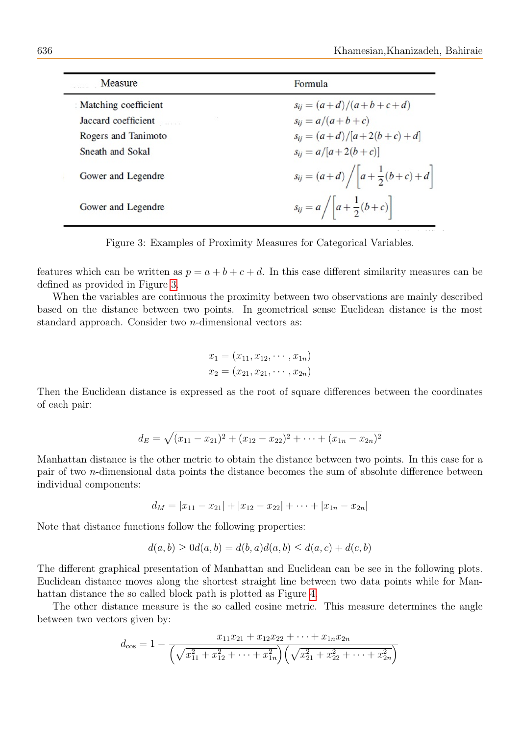| Measure | Formula |
| --- | --- |
| Matching coefficient | $s_{ij} = (a+d)/(a+b+c+d)$ |
| Jaccard coefficient | $s_{ij} = a/(a+b+c)$ |
| Rogers and Tanimoto | $s_{ij} = (a+d)/[a+2(b+c)+d]$ |
| Sneath and Sokal | $s_{ij} = a/[a+2(b+c)]$ |
| Gower and Legendre | $s_{ij} = (a+d) \Big/ \left[a+\frac{1}{2}(b+c)+d\right]$ |
| Gower and Legendre | $s_{ij} = a \Big/ \left[a+\frac{1}{2}(b+c)\right]$ |

Figure 3: Examples of Proximity Measures for Categorical Variables.

features which can be written as $p = a + b + c + d$. In this case different similarity measures can be defined as provided in Figure 3.

When the variables are continuous the proximity between two observations are mainly described based on the distance between two points. In geometrical sense Euclidean distance is the most standard approach. Consider two $n$-dimensional vectors as:

$$x_1 = (x_{11}, x_{12}, \cdots, x_{1n})$$
$$x_2 = (x_{21}, x_{21}, \cdots, x_{2n})$$

Then the Euclidean distance is expressed as the root of square differences between the coordinates of each pair:

$$d_E = \sqrt{(x_{11} - x_{21})^2 + (x_{12} - x_{22})^2 + \cdots + (x_{1n} - x_{2n})^2}$$

Manhattan distance is the other metric to obtain the distance between two points. In this case for a pair of two $n$-dimensional data points the distance becomes the sum of absolute difference between individual components:

$$d_M = |x_{11} - x_{21}| + |x_{12} - x_{22}| + \cdots + |x_{1n} - x_{2n}|$$

Note that distance functions follow the following properties:

$$d(a, b) \geq 0 d(a, b) = d(b, a) d(a, b) \leq d(a, c) + d(c, b)$$

The different graphical presentation of Manhattan and Euclidean can be see in the following plots. Euclidean distance moves along the shortest straight line between two data points while for Manhattan distance the so called block path is plotted as Figure 4.

The other distance measure is the so called cosine metric. This measure determines the angle between two vectors given by:

$$d_{\cos} = 1 - \frac{x_{11}x_{21} + x_{12}x_{22} + \cdots + x_{1n}x_{2n}}{\left(\sqrt{x_{11}^2 + x_{12}^2 + \cdots + x_{1n}^2}\right)\left(\sqrt{x_{21}^2 + x_{22}^2 + \cdots + x_{2n}^2}\right)}$$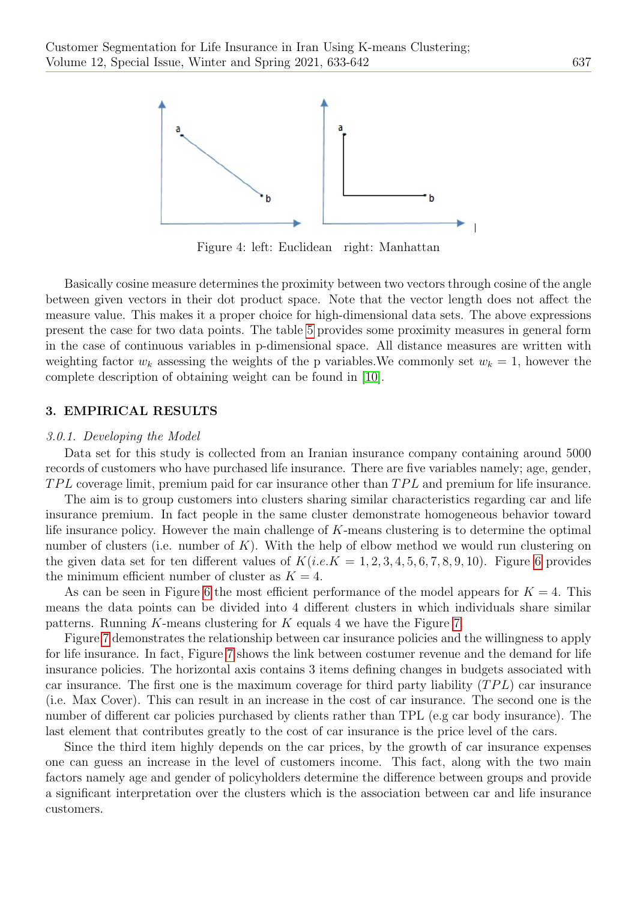Figure 4: left: Euclidean right: Manhattan

Basically cosine measure determines the proximity between two vectors through cosine of the angle between given vectors in their dot product space. Note that the vector length does not affect the measure value. This makes it a proper choice for high-dimensional data sets. The above expressions present the case for two data points. The table 5 provides some proximity measures in general form in the case of continuous variables in p-dimensional space. All distance measures are written with weighting factor $w_k$ assessing the weights of the p variables.We commonly set $w_k = 1$, however the complete description of obtaining weight can be found in [10].

## 3. EMPIRICAL RESULTS

### *3.0.1. Developing the Model*

Data set for this study is collected from an Iranian insurance company containing around 5000 records of customers who have purchased life insurance. There are five variables namely; age, gender, $TPL$ coverage limit, premium paid for car insurance other than $TPL$ and premium for life insurance.

The aim is to group customers into clusters sharing similar characteristics regarding car and life insurance premium. In fact people in the same cluster demonstrate homogeneous behavior toward life insurance policy. However the main challenge of $K$-means clustering is to determine the optimal number of clusters (i.e. number of $K$). With the help of elbow method we would run clustering on the given data set for ten different values of $K(i.e. K = 1, 2, 3, 4, 5, 6, 7, 8, 9, 10)$. Figure 6 provides the minimum efficient number of cluster as $K = 4$.

As can be seen in Figure 6 the most efficient performance of the model appears for $K = 4$. This means the data points can be divided into 4 different clusters in which individuals share similar patterns. Running $K$-means clustering for $K$ equals 4 we have the Figure 7.

Figure 7 demonstrates the relationship between car insurance policies and the willingness to apply for life insurance. In fact, Figure 7 shows the link between costumer revenue and the demand for life insurance policies. The horizontal axis contains 3 items defining changes in budgets associated with car insurance. The first one is the maximum coverage for third party liability ($TPL$) car insurance (i.e. Max Cover). This can result in an increase in the cost of car insurance. The second one is the number of different car policies purchased by clients rather than TPL (e.g car body insurance). The last element that contributes greatly to the cost of car insurance is the price level of the cars.

Since the third item highly depends on the car prices, by the growth of car insurance expenses one can guess an increase in the level of customers income. This fact, along with the two main factors namely age and gender of policyholders determine the difference between groups and provide a significant interpretation over the clusters which is the association between car and life insurance customers.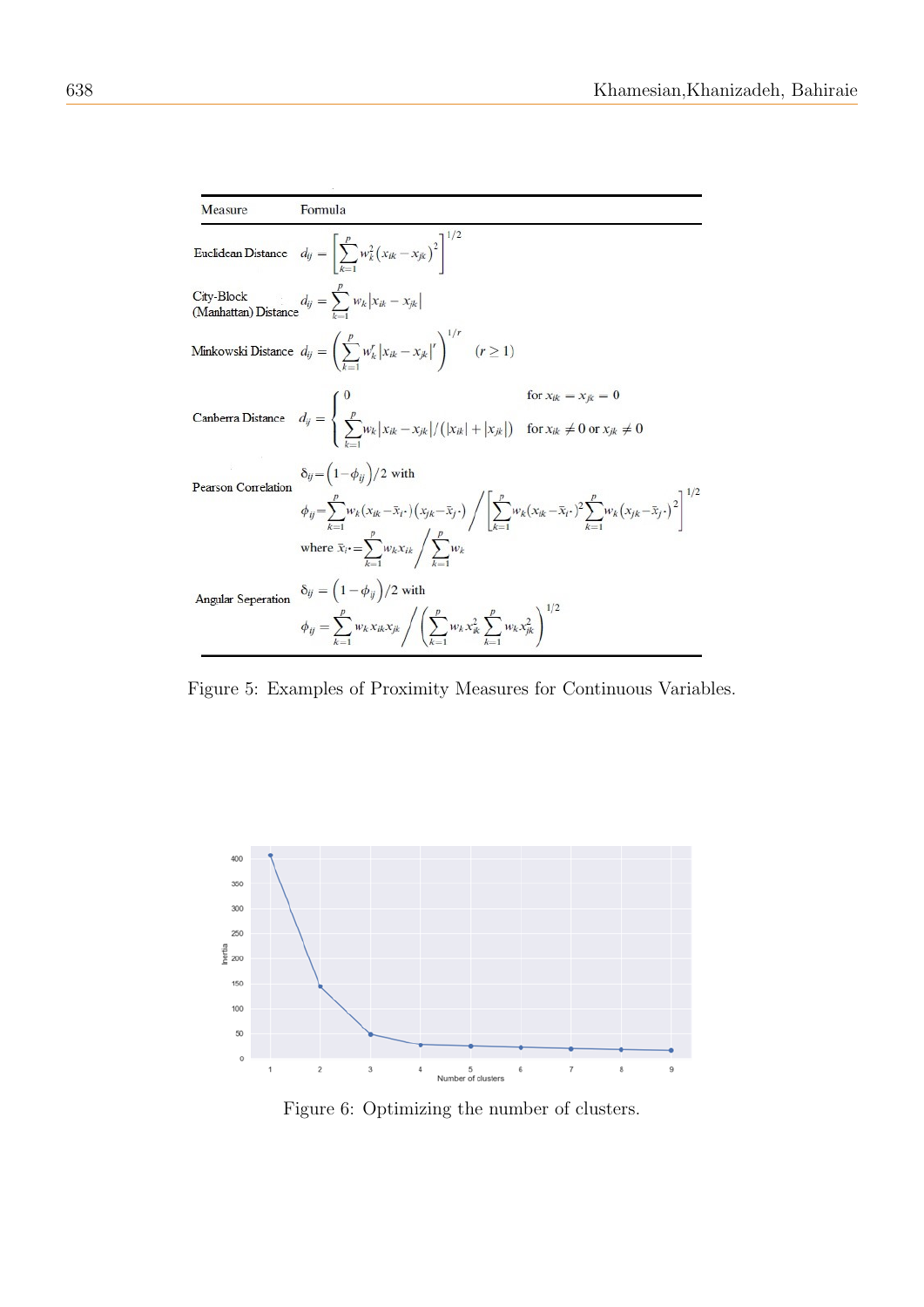| Measure | Formula |
|---|---|
| Euclidean Distance | $d_{ij} = \left[ \sum_{k=1}^{p} w_k^2 \left( x_{ik} - x_{jk} \right)^2 \right]^{1/2}$ |
| City-Block (Manhattan) Distance | $d_{ij} = \sum_{k=1}^{p} w_k \left\| x_{ik} - x_{jk} \right\|$ |
| Minkowski Distance | $d_{ij} = \left( \sum_{k=1}^{p} w_k^r \left\| x_{ik} - x_{jk} \right\|^r \right)^{1/r} \quad (r \geq 1)$ |
| Canberra Distance | $d_{ij} = \begin{cases} 0 & \text{for } x_{ik} = x_{jk} = 0 \\ \sum_{k=1}^{p} w_k \left\| x_{ik} - x_{jk} \right\| / \left( \left\| x_{ik} \right\| + \left\| x_{jk} \right\| \right) & \text{for } x_{ik} \neq 0 \text{ or } x_{jk} \neq 0 \end{cases}$ |
| Pearson Correlation | $\delta_{ij} = \left( 1 - \phi_{ij} \right) / 2$ with $\phi_{ij} = \sum_{k=1}^{p} w_k (x_{ik} - \bar{x}_{i\cdot})(x_{jk} - \bar{x}_{j\cdot}) \Big/ \left[ \sum_{k=1}^{p} w_k (x_{ik} - \bar{x}_{i\cdot})^2 \sum_{k=1}^{p} w_k (x_{jk} - \bar{x}_{j\cdot})^2 \right]^{1/2}$ where $\bar{x}_{i\cdot} = \sum_{k=1}^{p} w_k x_{ik} \Big/ \sum_{k=1}^{p} w_k$ |
| Angular Seperation | $\delta_{ij} = \left( 1 - \phi_{ij} \right) / 2$ with $\phi_{ij} = \sum_{k=1}^{p} w_k x_{ik} x_{jk} \Big/ \left( \sum_{k=1}^{p} w_k x_{ik}^2 \sum_{k=1}^{p} w_k x_{jk}^2 \right)^{1/2}$ |

Figure 5: Examples of Proximity Measures for Continuous Variables.

Figure 6: Optimizing the number of clusters.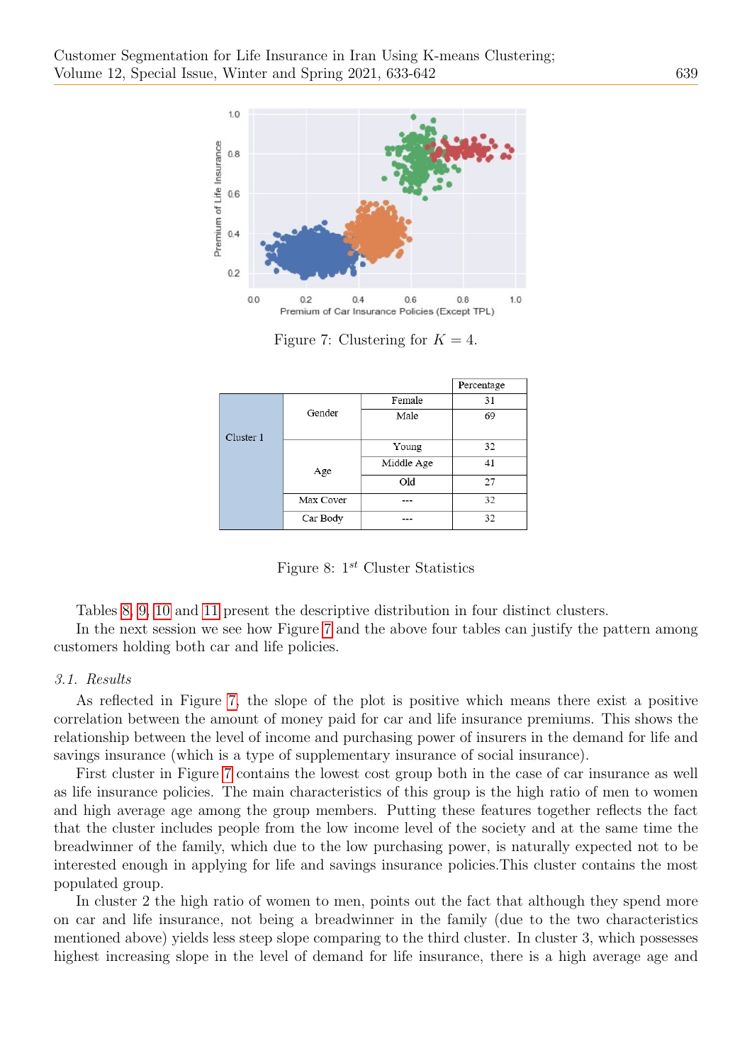Figure 7: Clustering for $K = 4$.

| | | | Percentage |
|---|---|---|---|
| Cluster 1 | Gender | Female | 31 |
| | | Male | 69 |
| | Age | Young | 32 |
| | | Middle Age | 41 |
| | | Old | 27 |
| | Max Cover | --- | 32 |
| | Car Body | --- | 32 |

Figure 8: $1^{st}$ Cluster Statistics

Tables 8, 9, 10 and 11 present the descriptive distribution in four distinct clusters.

In the next session we see how Figure 7 and the above four tables can justify the pattern among customers holding both car and life policies.

### *3.1. Results*

As reflected in Figure 7, the slope of the plot is positive which means there exist a positive correlation between the amount of money paid for car and life insurance premiums. This shows the relationship between the level of income and purchasing power of insurers in the demand for life and savings insurance (which is a type of supplementary insurance of social insurance).

First cluster in Figure 7 contains the lowest cost group both in the case of car insurance as well as life insurance policies. The main characteristics of this group is the high ratio of men to women and high average age among the group members. Putting these features together reflects the fact that the cluster includes people from the low income level of the society and at the same time the breadwinner of the family, which due to the low purchasing power, is naturally expected not to be interested enough in applying for life and savings insurance policies.This cluster contains the most populated group.

In cluster 2 the high ratio of women to men, points out the fact that although they spend more on car and life insurance, not being a breadwinner in the family (due to the two characteristics mentioned above) yields less steep slope comparing to the third cluster. In cluster 3, which possesses highest increasing slope in the level of demand for life insurance, there is a high average age and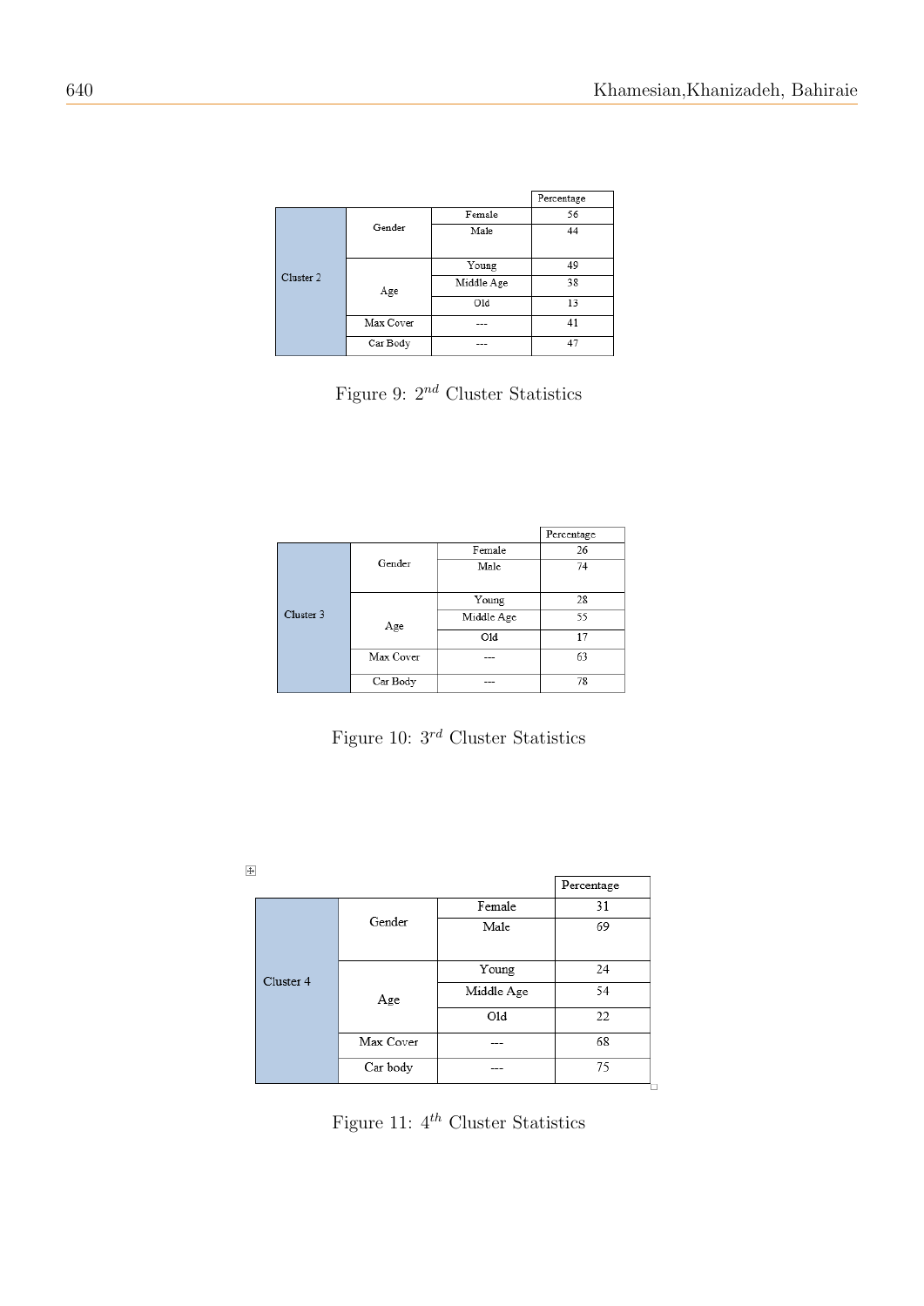| | | | Percentage |
|---|---|---|---|
| Cluster 2 | Gender | Female | 56 |
| | | Male | 44 |
| | Age | Young | 49 |
| | | Middle Age | 38 |
| | | Old | 13 |
| | Max Cover | --- | 41 |
| | Car Body | --- | 47 |

Figure 9: $2^{nd}$ Cluster Statistics

| | | | Percentage |
|---|---|---|---|
| Cluster 3 | Gender | Female | 26 |
| | | Male | 74 |
| | Age | Young | 28 |
| | | Middle Age | 55 |
| | | Old | 17 |
| | Max Cover | --- | 63 |
| | Car Body | --- | 78 |

Figure 10: $3^{rd}$ Cluster Statistics

| | | | Percentage |
|---|---|---|---|
| Cluster 4 | Gender | Female | 31 |
| | | Male | 69 |
| | Age | Young | 24 |
| | | Middle Age | 54 |
| | | Old | 22 |
| | Max Cover | --- | 68 |
| | Car body | --- | 75 |

Figure 11: $4^{th}$ Cluster Statistics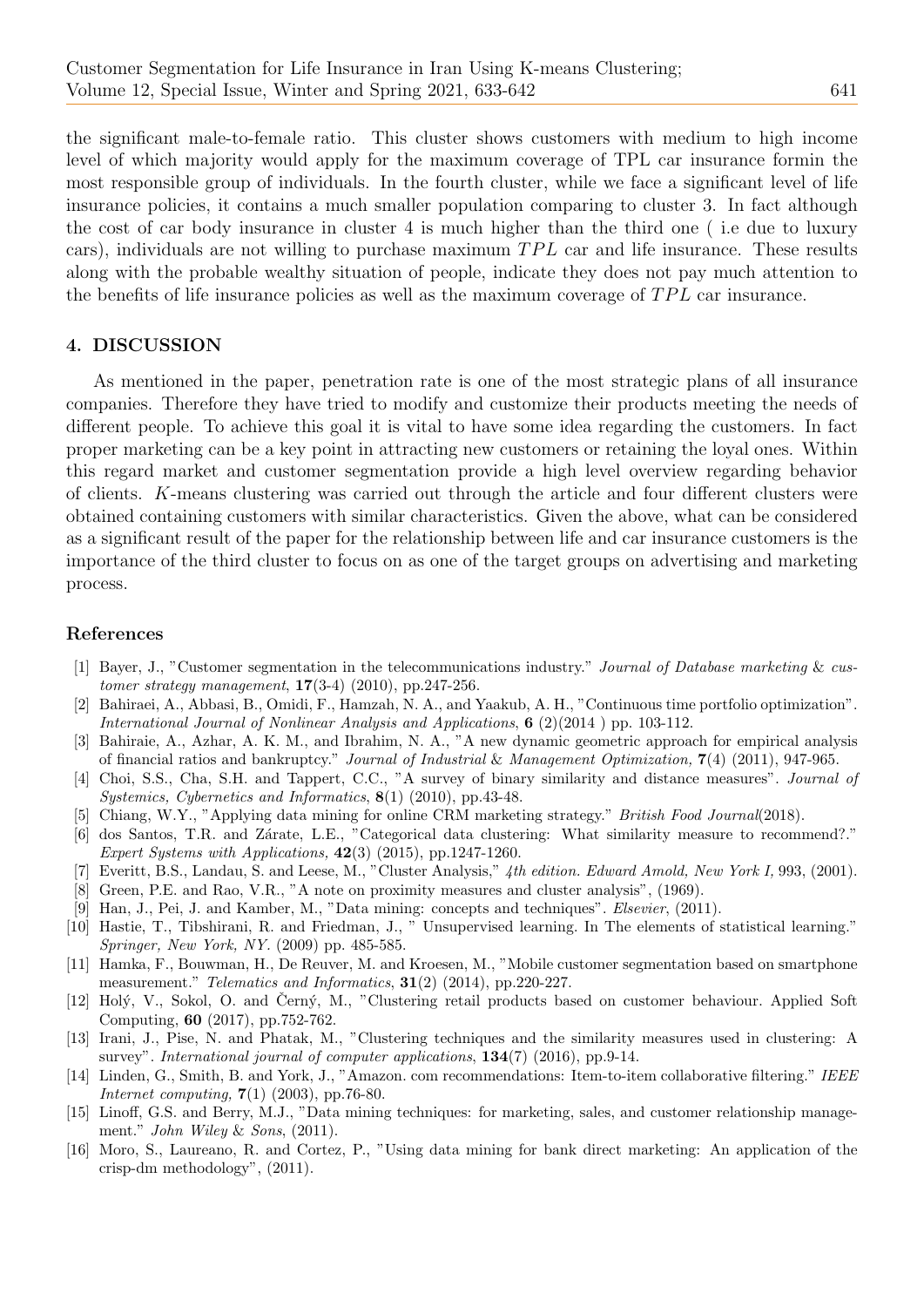the significant male-to-female ratio. This cluster shows customers with medium to high income level of which majority would apply for the maximum coverage of TPL car insurance formin the most responsible group of individuals. In the fourth cluster, while we face a significant level of life insurance policies, it contains a much smaller population comparing to cluster 3. In fact although the cost of car body insurance in cluster 4 is much higher than the third one ( i.e due to luxury cars), individuals are not willing to purchase maximum $TPL$ car and life insurance. These results along with the probable wealthy situation of people, indicate they does not pay much attention to the benefits of life insurance policies as well as the maximum coverage of $TPL$ car insurance.

## 4. DISCUSSION

As mentioned in the paper, penetration rate is one of the most strategic plans of all insurance companies. Therefore they have tried to modify and customize their products meeting the needs of different people. To achieve this goal it is vital to have some idea regarding the customers. In fact proper marketing can be a key point in attracting new customers or retaining the loyal ones. Within this regard market and customer segmentation provide a high level overview regarding behavior of clients. $K$-means clustering was carried out through the article and four different clusters were obtained containing customers with similar characteristics. Given the above, what can be considered as a significant result of the paper for the relationship between life and car insurance customers is the importance of the third cluster to focus on as one of the target groups on advertising and marketing process.

## References

[1] Bayer, J., "Customer segmentation in the telecommunications industry." *Journal of Database marketing & customer strategy management*, **17**(3-4) (2010), pp.247-256.

[2] Bahiraei, A., Abbasi, B., Omidi, F., Hamzah, N. A., and Yaakub, A. H., "Continuous time portfolio optimization". *International Journal of Nonlinear Analysis and Applications*, **6** (2)(2014 ) pp. 103-112.

[3] Bahiraie, A., Azhar, A. K. M., and Ibrahim, N. A., "A new dynamic geometric approach for empirical analysis of financial ratios and bankruptcy." *Journal of Industrial & Management Optimization,* **7**(4) (2011), 947-965.

[4] Choi, S.S., Cha, S.H. and Tappert, C.C., "A survey of binary similarity and distance measures". *Journal of Systemics, Cybernetics and Informatics*, **8**(1) (2010), pp.43-48.

[5] Chiang, W.Y., "Applying data mining for online CRM marketing strategy." *British Food Journal*(2018).

[6] dos Santos, T.R. and Zárate, L.E., "Categorical data clustering: What similarity measure to recommend?." *Expert Systems with Applications,* **42**(3) (2015), pp.1247-1260.

[7] Everitt, B.S., Landau, S. and Leese, M., "Cluster Analysis," *4th edition. Edward Arnold, New York I,* 993, (2001).

[8] Green, P.E. and Rao, V.R., "A note on proximity measures and cluster analysis", (1969).

[9] Han, J., Pei, J. and Kamber, M., "Data mining: concepts and techniques". *Elsevier*, (2011).

[10] Hastie, T., Tibshirani, R. and Friedman, J., " Unsupervised learning. In The elements of statistical learning." *Springer, New York, NY.* (2009) pp. 485-585.

[11] Hamka, F., Bouwman, H., De Reuver, M. and Kroesen, M., "Mobile customer segmentation based on smartphone measurement." *Telematics and Informatics*, **31**(2) (2014), pp.220-227.

[12] Holý, V., Sokol, O. and Černý, M., "Clustering retail products based on customer behaviour. Applied Soft Computing, **60** (2017), pp.752-762.

[13] Irani, J., Pise, N. and Phatak, M., "Clustering techniques and the similarity measures used in clustering: A survey". *International journal of computer applications*, **134**(7) (2016), pp.9-14.

[14] Linden, G., Smith, B. and York, J., "Amazon. com recommendations: Item-to-item collaborative filtering." *IEEE Internet computing,* **7**(1) (2003), pp.76-80.

[15] Linoff, G.S. and Berry, M.J., "Data mining techniques: for marketing, sales, and customer relationship management." *John Wiley & Sons*, (2011).

[16] Moro, S., Laureano, R. and Cortez, P., "Using data mining for bank direct marketing: An application of the crisp-dm methodology", (2011).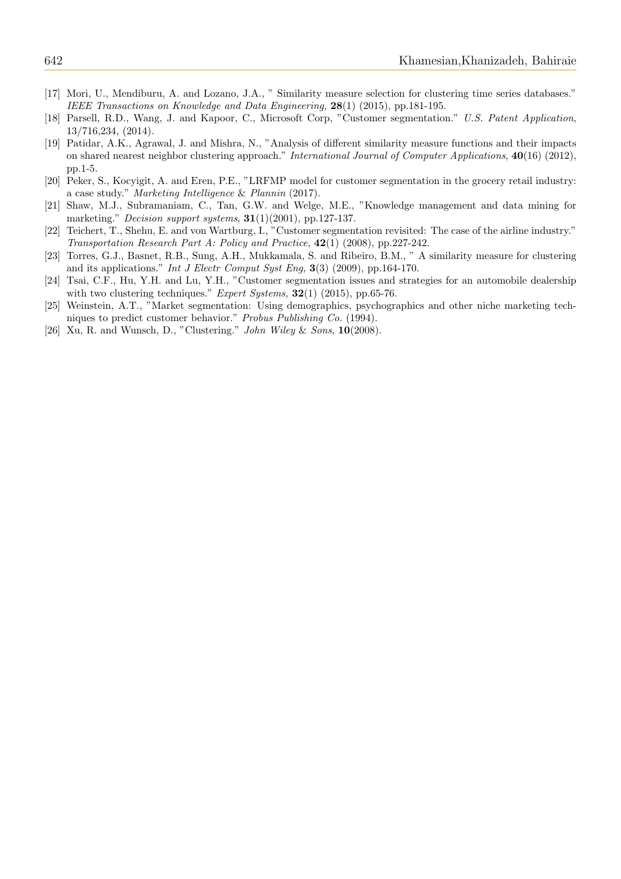[17] Mori, U., Mendiburu, A. and Lozano, J.A., " Similarity measure selection for clustering time series databases." *IEEE Transactions on Knowledge and Data Engineering,* **28**(1) (2015), pp.181-195.

[18] Parsell, R.D., Wang, J. and Kapoor, C., Microsoft Corp, "Customer segmentation." *U.S. Patent Application*, 13/716,234, (2014).

[19] Patidar, A.K., Agrawal, J. and Mishra, N., "Analysis of different similarity measure functions and their impacts on shared nearest neighbor clustering approach." *International Journal of Computer Applications*, **40**(16) (2012), pp.1-5.

[20] Peker, S., Kocyigit, A. and Eren, P.E., "LRFMP model for customer segmentation in the grocery retail industry: a case study." *Marketing Intelligence* & *Plannin* (2017).

[21] Shaw, M.J., Subramaniam, C., Tan, G.W. and Welge, M.E., "Knowledge management and data mining for marketing." *Decision support systems*, **31**(1)(2001), pp.127-137.

[22] Teichert, T., Shehu, E. and von Wartburg, I., "Customer segmentation revisited: The case of the airline industry." *Transportation Research Part A: Policy and Practice*, **42**(1) (2008), pp.227-242.

[23] Torres, G.J., Basnet, R.B., Sung, A.H., Mukkamala, S. and Ribeiro, B.M., " A similarity measure for clustering and its applications." *Int J Electr Comput Syst Eng,* **3**(3) (2009), pp.164-170.

[24] Tsai, C.F., Hu, Y.H. and Lu, Y.H., "Customer segmentation issues and strategies for an automobile dealership with two clustering techniques." *Expert Systems,* **32**(1) (2015), pp.65-76.

[25] Weinstein, A.T., "Market segmentation: Using demographics, psychographics and other niche marketing techniques to predict customer behavior." *Probus Publishing Co.* (1994).

[26] Xu, R. and Wunsch, D., "Clustering." *John Wiley* & *Sons*, **10**(2008).